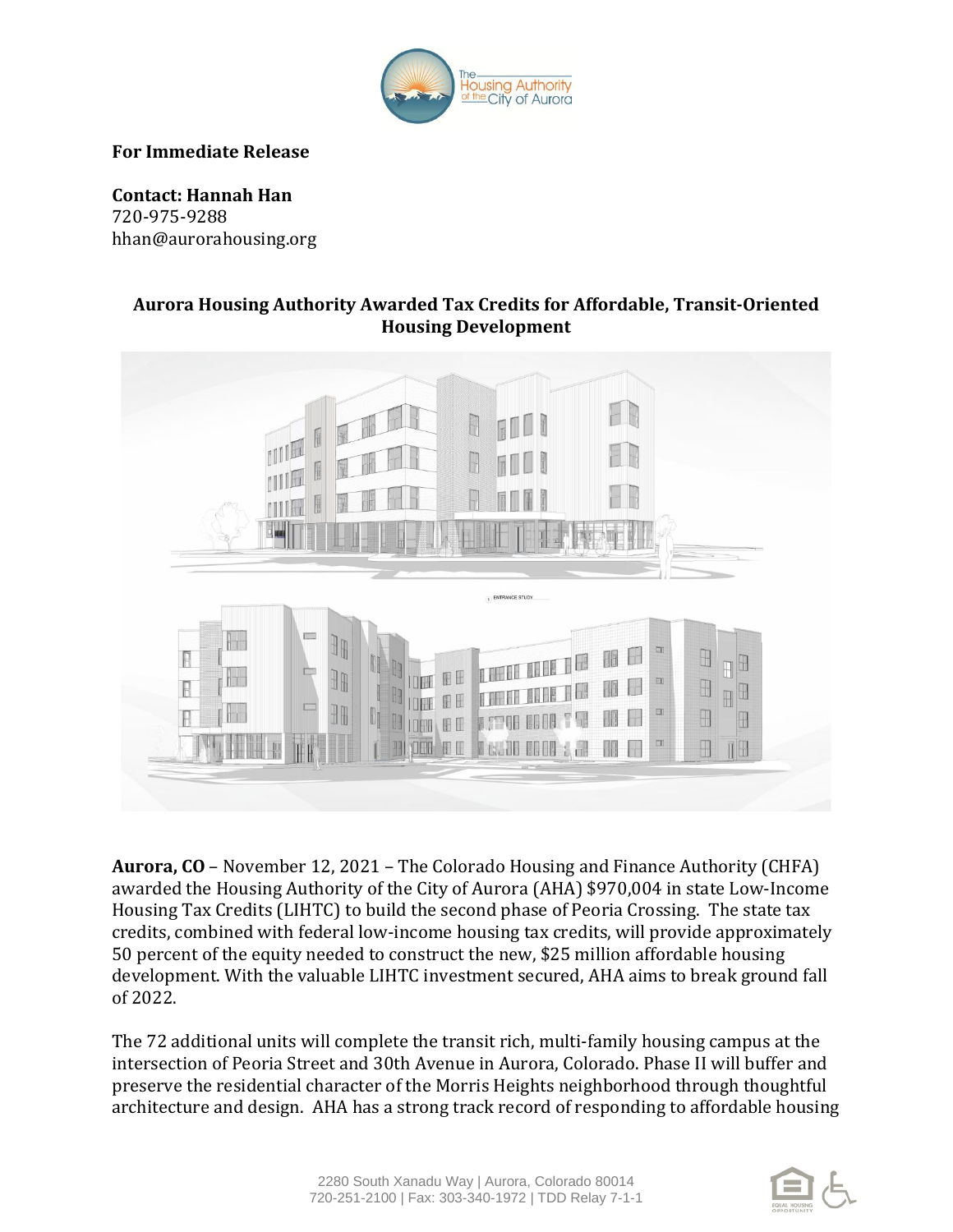**For Immediate Release**

**Contact: Hannah Han**
720-975-9288
hhan@aurorahousing.org

## Aurora Housing Authority Awarded Tax Credits for Affordable, Transit-Oriented Housing Development

**Aurora, CO** – November 12, 2021 – The Colorado Housing and Finance Authority (CHFA) awarded the Housing Authority of the City of Aurora (AHA) $970,004 in state Low-Income Housing Tax Credits (LIHTC) to build the second phase of Peoria Crossing. The state tax credits, combined with federal low-income housing tax credits, will provide approximately 50 percent of the equity needed to construct the new, $25 million affordable housing development. With the valuable LIHTC investment secured, AHA aims to break ground fall of 2022.

The 72 additional units will complete the transit rich, multi-family housing campus at the intersection of Peoria Street and 30th Avenue in Aurora, Colorado. Phase II will buffer and preserve the residential character of the Morris Heights neighborhood through thoughtful architecture and design. AHA has a strong track record of responding to affordable housing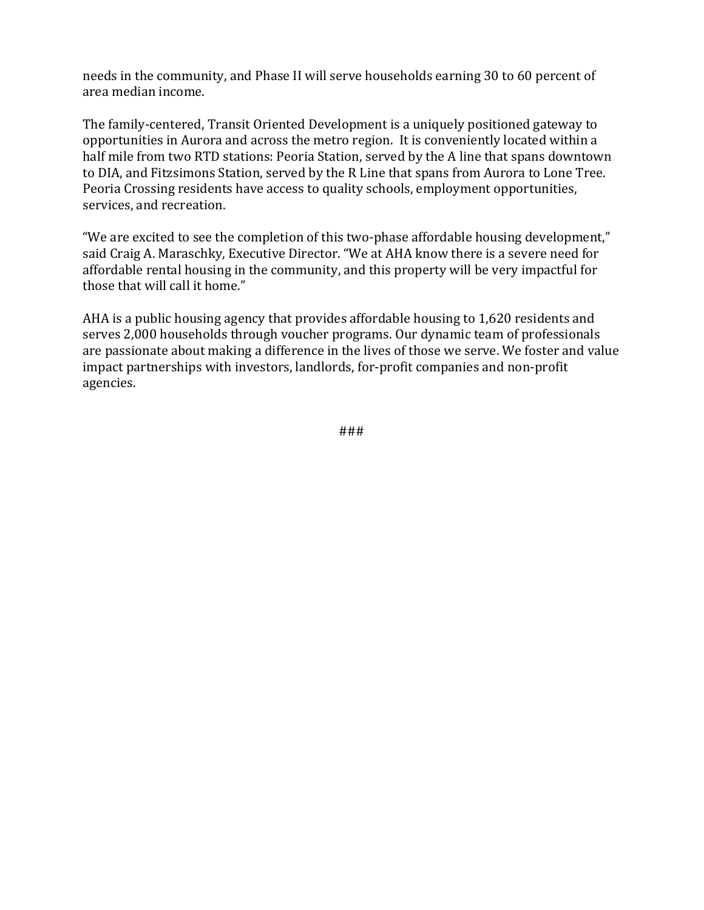needs in the community, and Phase II will serve households earning 30 to 60 percent of area median income.

The family-centered, Transit Oriented Development is a uniquely positioned gateway to opportunities in Aurora and across the metro region. It is conveniently located within a half mile from two RTD stations: Peoria Station, served by the A line that spans downtown to DIA, and Fitzsimons Station, served by the R Line that spans from Aurora to Lone Tree. Peoria Crossing residents have access to quality schools, employment opportunities, services, and recreation.

“We are excited to see the completion of this two-phase affordable housing development,” said Craig A. Maraschky, Executive Director. “We at AHA know there is a severe need for affordable rental housing in the community, and this property will be very impactful for those that will call it home.”

AHA is a public housing agency that provides affordable housing to 1,620 residents and serves 2,000 households through voucher programs. Our dynamic team of professionals are passionate about making a difference in the lives of those we serve. We foster and value impact partnerships with investors, landlords, for-profit companies and non-profit agencies.

###